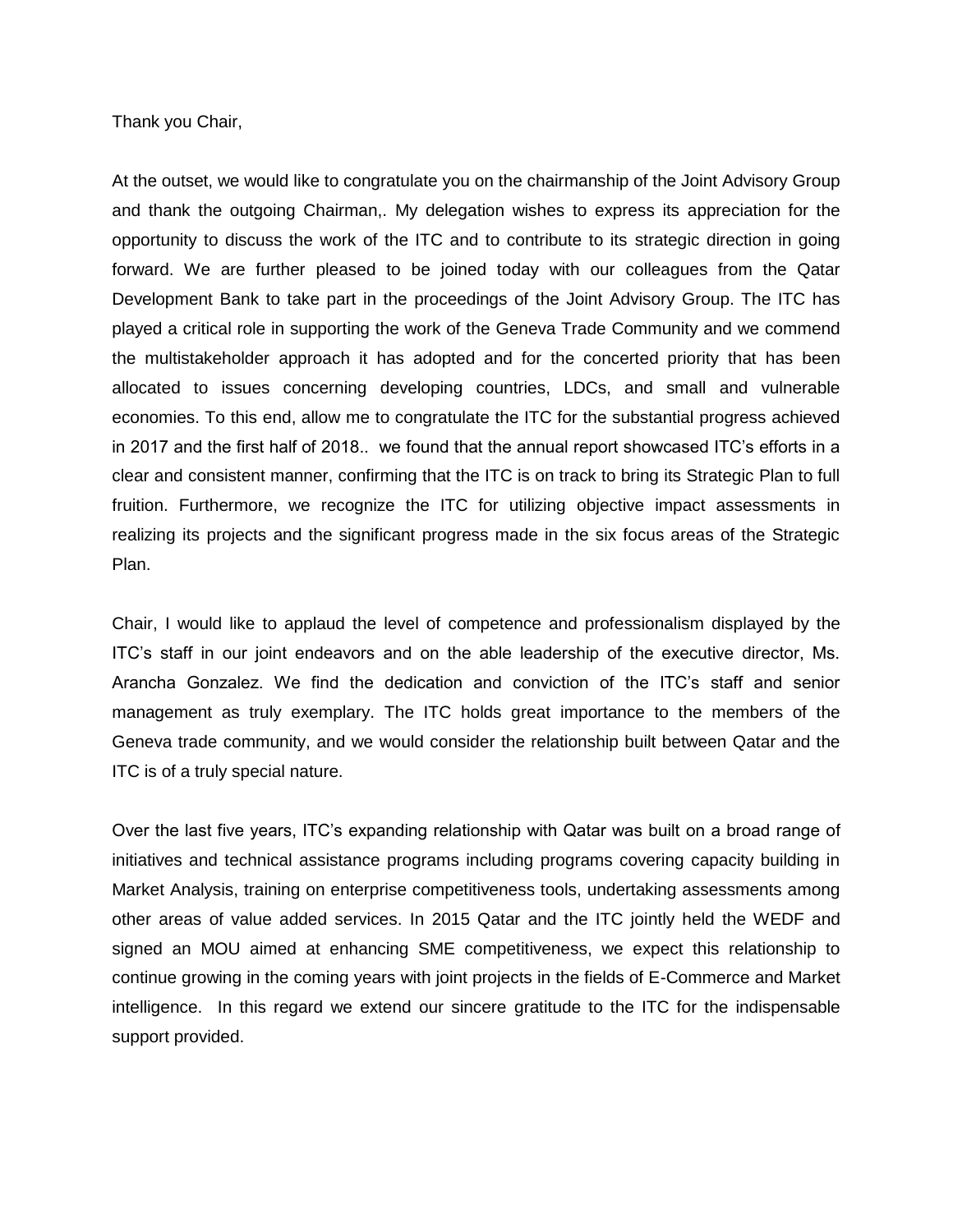Thank you Chair,

At the outset, we would like to congratulate you on the chairmanship of the Joint Advisory Group and thank the outgoing Chairman,. My delegation wishes to express its appreciation for the opportunity to discuss the work of the ITC and to contribute to its strategic direction in going forward. We are further pleased to be joined today with our colleagues from the Qatar Development Bank to take part in the proceedings of the Joint Advisory Group. The ITC has played a critical role in supporting the work of the Geneva Trade Community and we commend the multistakeholder approach it has adopted and for the concerted priority that has been allocated to issues concerning developing countries, LDCs, and small and vulnerable economies. To this end, allow me to congratulate the ITC for the substantial progress achieved in 2017 and the first half of 2018.. we found that the annual report showcased ITC's efforts in a clear and consistent manner, confirming that the ITC is on track to bring its Strategic Plan to full fruition. Furthermore, we recognize the ITC for utilizing objective impact assessments in realizing its projects and the significant progress made in the six focus areas of the Strategic Plan.

Chair, I would like to applaud the level of competence and professionalism displayed by the ITC's staff in our joint endeavors and on the able leadership of the executive director, Ms. Arancha Gonzalez. We find the dedication and conviction of the ITC's staff and senior management as truly exemplary. The ITC holds great importance to the members of the Geneva trade community, and we would consider the relationship built between Qatar and the ITC is of a truly special nature.

Over the last five years, ITC's expanding relationship with Qatar was built on a broad range of initiatives and technical assistance programs including programs covering capacity building in Market Analysis, training on enterprise competitiveness tools, undertaking assessments among other areas of value added services. In 2015 Qatar and the ITC jointly held the WEDF and signed an MOU aimed at enhancing SME competitiveness, we expect this relationship to continue growing in the coming years with joint projects in the fields of E-Commerce and Market intelligence. In this regard we extend our sincere gratitude to the ITC for the indispensable support provided.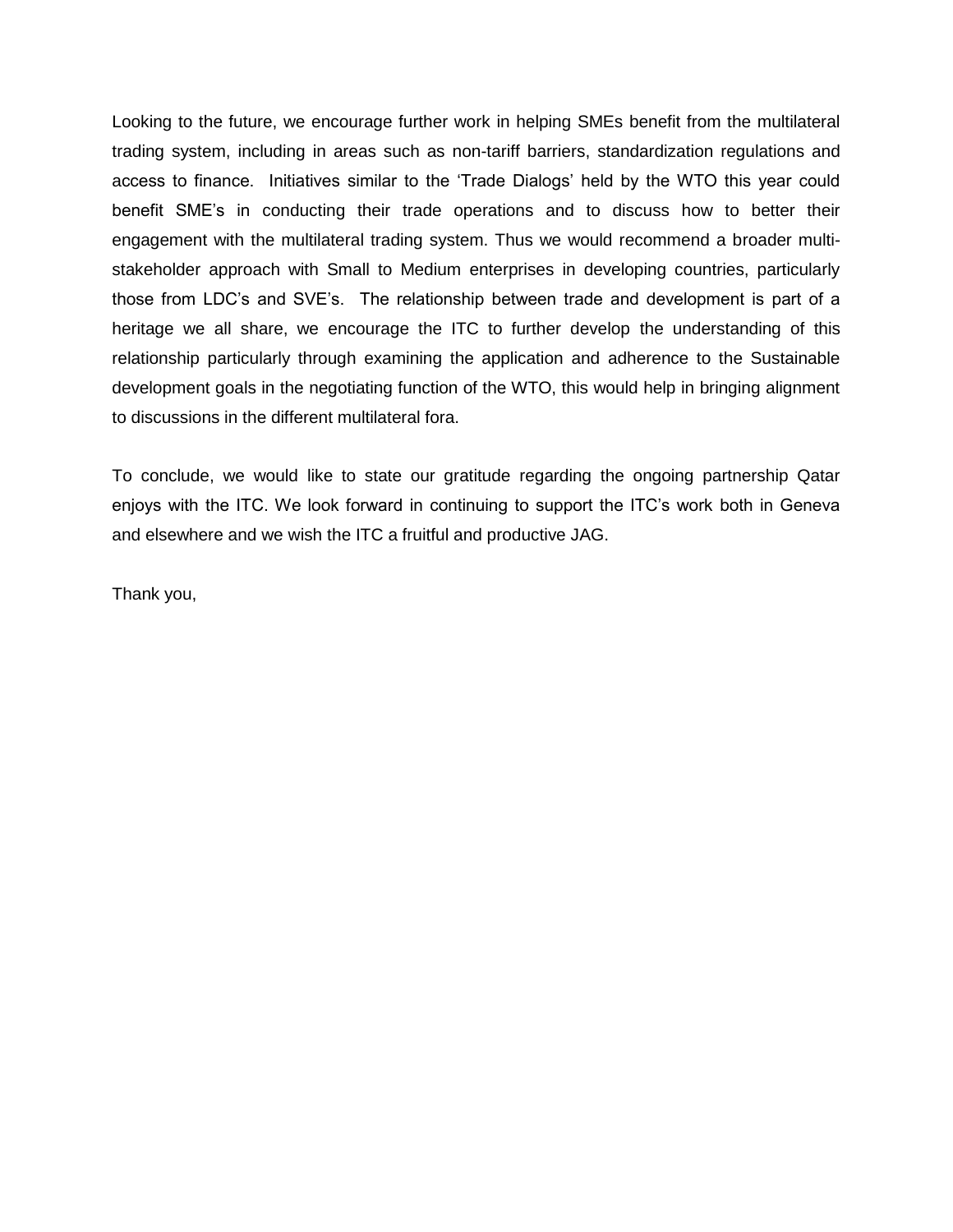Looking to the future, we encourage further work in helping SMEs benefit from the multilateral trading system, including in areas such as non-tariff barriers, standardization regulations and access to finance. Initiatives similar to the 'Trade Dialogs' held by the WTO this year could benefit SME's in conducting their trade operations and to discuss how to better their engagement with the multilateral trading system. Thus we would recommend a broader multi-stakeholder approach with Small to Medium enterprises in developing countries, particularly those from LDC's and SVE's. The relationship between trade and development is part of a heritage we all share, we encourage the ITC to further develop the understanding of this relationship particularly through examining the application and adherence to the Sustainable development goals in the negotiating function of the WTO, this would help in bringing alignment to discussions in the different multilateral fora.

To conclude, we would like to state our gratitude regarding the ongoing partnership Qatar enjoys with the ITC. We look forward in continuing to support the ITC's work both in Geneva and elsewhere and we wish the ITC a fruitful and productive JAG.

Thank you,